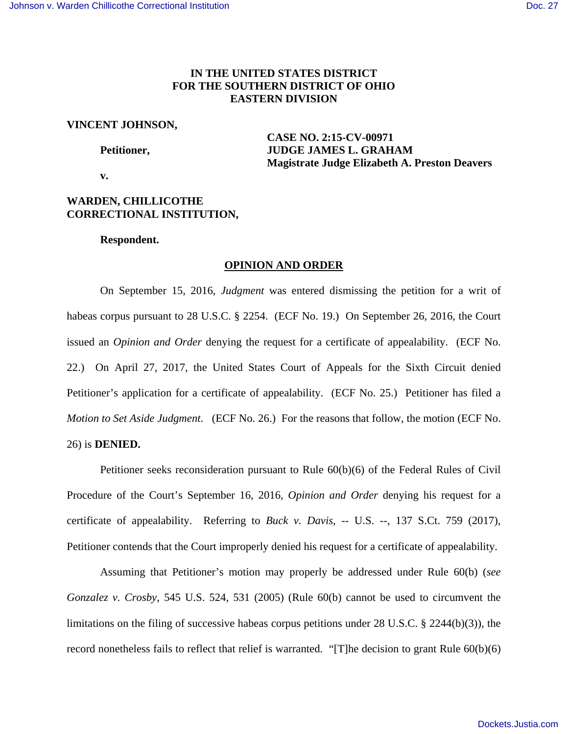**IN THE UNITED STATES DISTRICT**
**FOR THE SOUTHERN DISTRICT OF OHIO**
**EASTERN DIVISION**

**VINCENT JOHNSON,**

**Petitioner,**

**v.**

**WARDEN, CHILLICOTHE CORRECTIONAL INSTITUTION,**

**Respondent.**

**CASE NO. 2:15-CV-00971**
**JUDGE JAMES L. GRAHAM**
**Magistrate Judge Elizabeth A. Preston Deavers**

**OPINION AND ORDER**

On September 15, 2016, *Judgment* was entered dismissing the petition for a writ of habeas corpus pursuant to 28 U.S.C. § 2254. (ECF No. 19.) On September 26, 2016, the Court issued an *Opinion and Order* denying the request for a certificate of appealability. (ECF No. 22.) On April 27, 2017, the United States Court of Appeals for the Sixth Circuit denied Petitioner's application for a certificate of appealability. (ECF No. 25.) Petitioner has filed a *Motion to Set Aside Judgment*. (ECF No. 26.) For the reasons that follow, the motion (ECF No. 26) is **DENIED.**

Petitioner seeks reconsideration pursuant to Rule 60(b)(6) of the Federal Rules of Civil Procedure of the Court's September 16, 2016, *Opinion and Order* denying his request for a certificate of appealability. Referring to *Buck v. Davis*, -- U.S. --, 137 S.Ct. 759 (2017), Petitioner contends that the Court improperly denied his request for a certificate of appealability.

Assuming that Petitioner's motion may properly be addressed under Rule 60(b) (*see Gonzalez v. Crosby*, 545 U.S. 524, 531 (2005) (Rule 60(b) cannot be used to circumvent the limitations on the filing of successive habeas corpus petitions under 28 U.S.C. § 2244(b)(3)), the record nonetheless fails to reflect that relief is warranted. "[T]he decision to grant Rule 60(b)(6)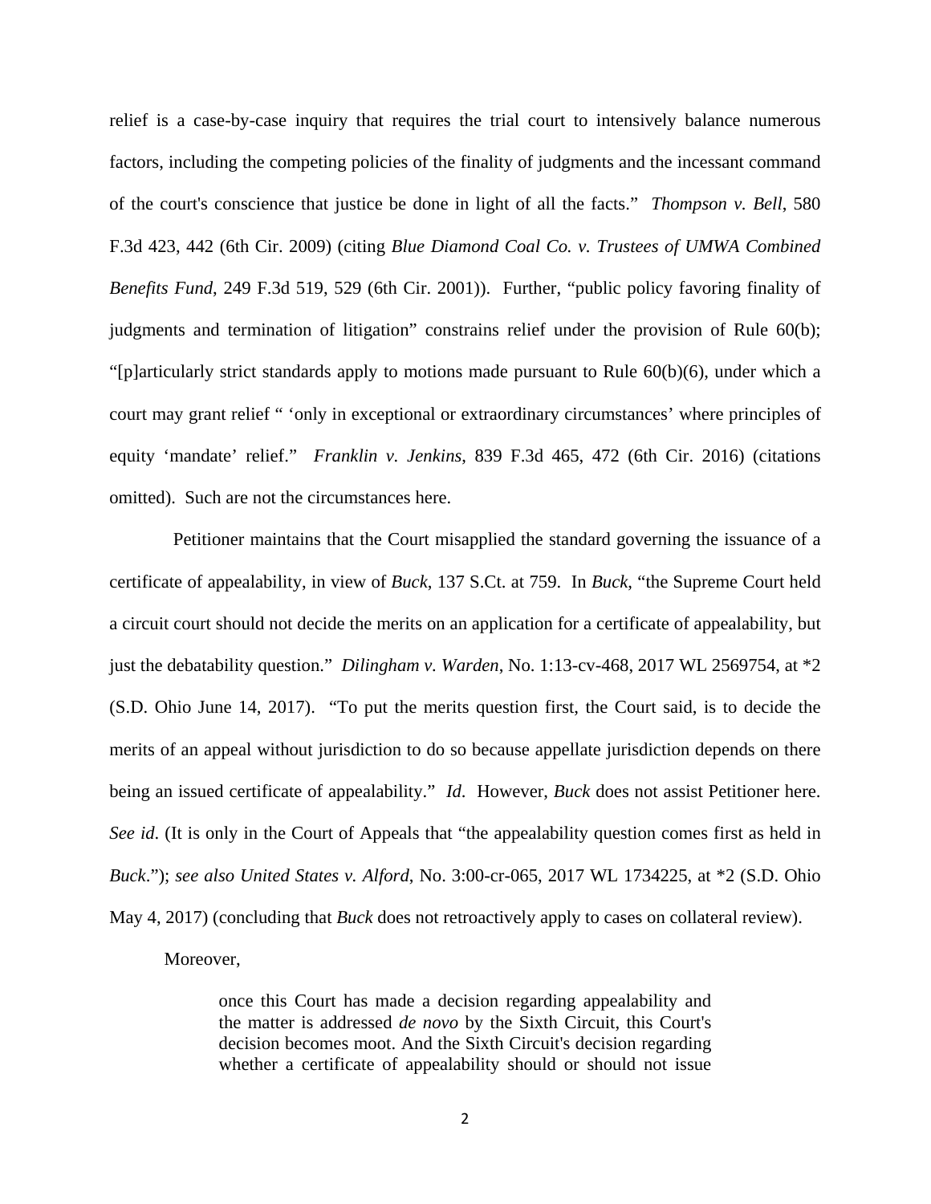relief is a case-by-case inquiry that requires the trial court to intensively balance numerous factors, including the competing policies of the finality of judgments and the incessant command of the court's conscience that justice be done in light of all the facts." *Thompson v. Bell*, 580 F.3d 423, 442 (6th Cir. 2009) (citing *Blue Diamond Coal Co. v. Trustees of UMWA Combined Benefits Fund*, 249 F.3d 519, 529 (6th Cir. 2001)). Further, "public policy favoring finality of judgments and termination of litigation" constrains relief under the provision of Rule 60(b); "[p]articularly strict standards apply to motions made pursuant to Rule 60(b)(6), under which a court may grant relief " 'only in exceptional or extraordinary circumstances' where principles of equity 'mandate' relief." *Franklin v. Jenkins*, 839 F.3d 465, 472 (6th Cir. 2016) (citations omitted). Such are not the circumstances here.

Petitioner maintains that the Court misapplied the standard governing the issuance of a certificate of appealability, in view of *Buck*, 137 S.Ct. at 759. In *Buck*, "the Supreme Court held a circuit court should not decide the merits on an application for a certificate of appealability, but just the debatability question." *Dilingham v. Warden*, No. 1:13-cv-468, 2017 WL 2569754, at *2 (S.D. Ohio June 14, 2017). "To put the merits question first, the Court said, is to decide the merits of an appeal without jurisdiction to do so because appellate jurisdiction depends on there being an issued certificate of appealability." *Id.* However, *Buck* does not assist Petitioner here. *See id.* (It is only in the Court of Appeals that "the appealability question comes first as held in *Buck*."); *see also United States v. Alford*, No. 3:00-cr-065, 2017 WL 1734225, at *2 (S.D. Ohio May 4, 2017) (concluding that *Buck* does not retroactively apply to cases on collateral review).

Moreover,

> once this Court has made a decision regarding appealability and the matter is addressed *de novo* by the Sixth Circuit, this Court's decision becomes moot. And the Sixth Circuit's decision regarding whether a certificate of appealability should or should not issue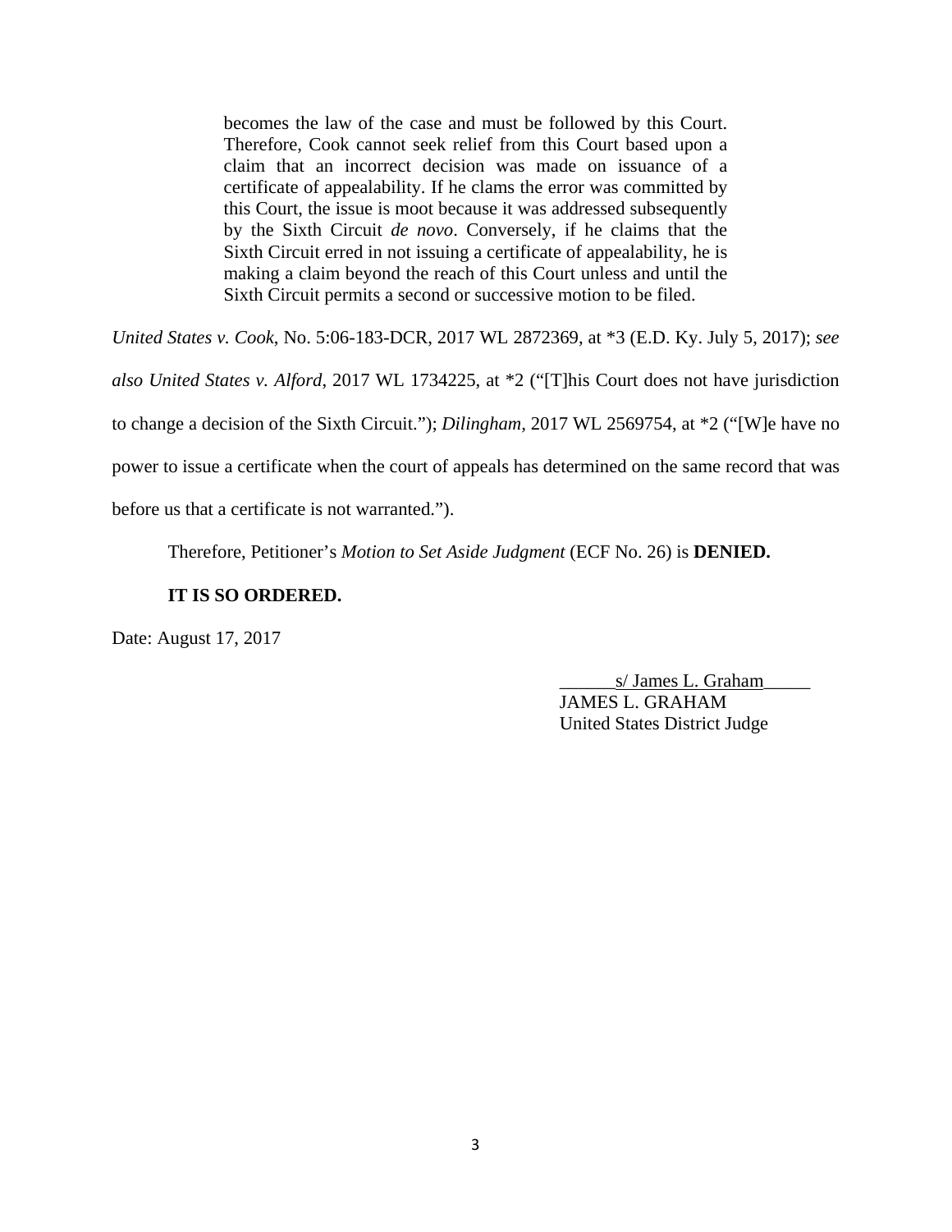> becomes the law of the case and must be followed by this Court. Therefore, Cook cannot seek relief from this Court based upon a claim that an incorrect decision was made on issuance of a certificate of appealability. If he clams the error was committed by this Court, the issue is moot because it was addressed subsequently by the Sixth Circuit *de novo*. Conversely, if he claims that the Sixth Circuit erred in not issuing a certificate of appealability, he is making a claim beyond the reach of this Court unless and until the Sixth Circuit permits a second or successive motion to be filed.

*United States v. Cook*, No. 5:06-183-DCR, 2017 WL 2872369, at *3 (E.D. Ky. July 5, 2017); *see also United States v. Alford*, 2017 WL 1734225, at *2 ("[T]his Court does not have jurisdiction to change a decision of the Sixth Circuit."); *Dilingham,* 2017 WL 2569754, at *2 ("[W]e have no power to issue a certificate when the court of appeals has determined on the same record that was before us that a certificate is not warranted.").

Therefore, Petitioner's *Motion to Set Aside Judgment* (ECF No. 26) is **DENIED.**

**IT IS SO ORDERED.**

Date: August 17, 2017

s/ James L. Graham
JAMES L. GRAHAM
United States District Judge